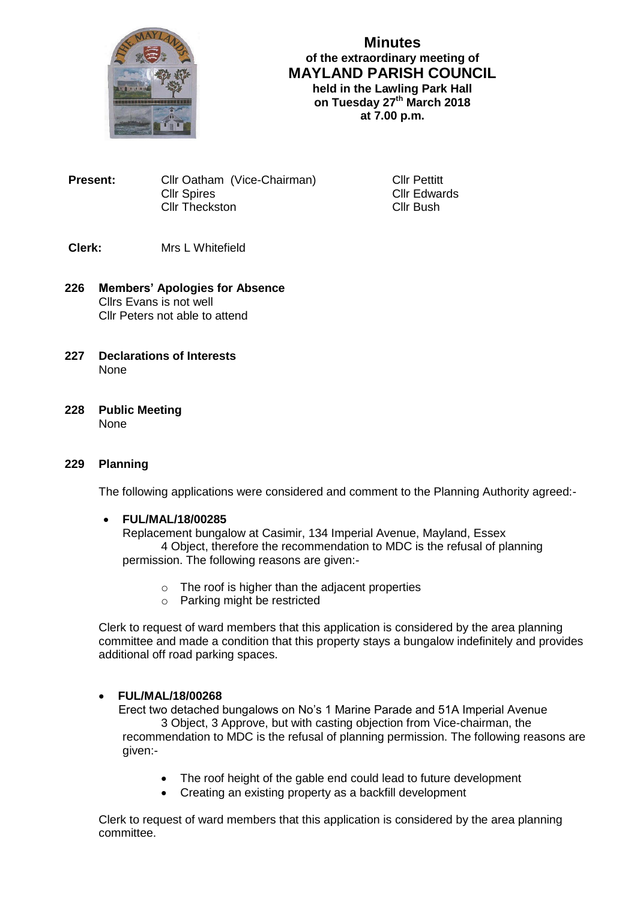# Minutes

**of the extraordinary meeting of**

## MAYLAND PARISH COUNCIL

**held in the Lawling Park Hall**
**on Tuesday 27th March 2018**
**at 7.00 p.m.**

**Present:** Cllr Oatham (Vice-Chairman)
Cllr Spires
Cllr Theckston
Cllr Pettitt
Cllr Edwards
Cllr Bush

**Clerk:** Mrs L Whitefield

**226 Members' Apologies for Absence**
Cllrs Evans is not well
Cllr Peters not able to attend

**227 Declarations of Interests**
None

**228 Public Meeting**
None

**229 Planning**

The following applications were considered and comment to the Planning Authority agreed:-

- **FUL/MAL/18/00285**
  Replacement bungalow at Casimir, 134 Imperial Avenue, Mayland, Essex
  4 Object, therefore the recommendation to MDC is the refusal of planning permission. The following reasons are given:-
    - The roof is higher than the adjacent properties
    - Parking might be restricted

Clerk to request of ward members that this application is considered by the area planning committee and made a condition that this property stays a bungalow indefinitely and provides additional off road parking spaces.

- **FUL/MAL/18/00268**
  Erect two detached bungalows on No's 1 Marine Parade and 51A Imperial Avenue
  3 Object, 3 Approve, but with casting objection from Vice-chairman, the recommendation to MDC is the refusal of planning permission. The following reasons are given:-
    - The roof height of the gable end could lead to future development
    - Creating an existing property as a backfill development

Clerk to request of ward members that this application is considered by the area planning committee.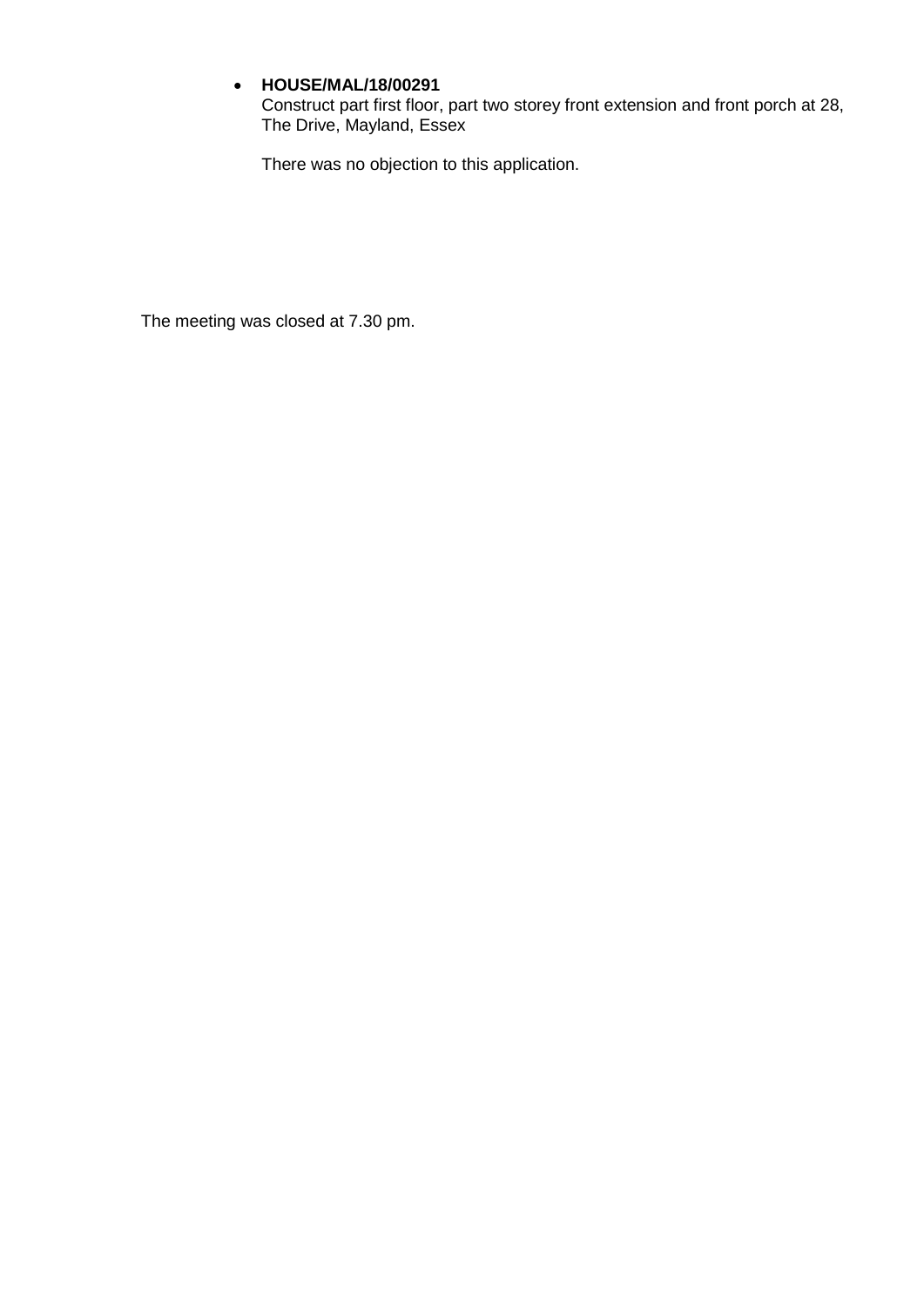- **HOUSE/MAL/18/00291**
  Construct part first floor, part two storey front extension and front porch at 28, The Drive, Mayland, Essex

  There was no objection to this application.

The meeting was closed at 7.30 pm.